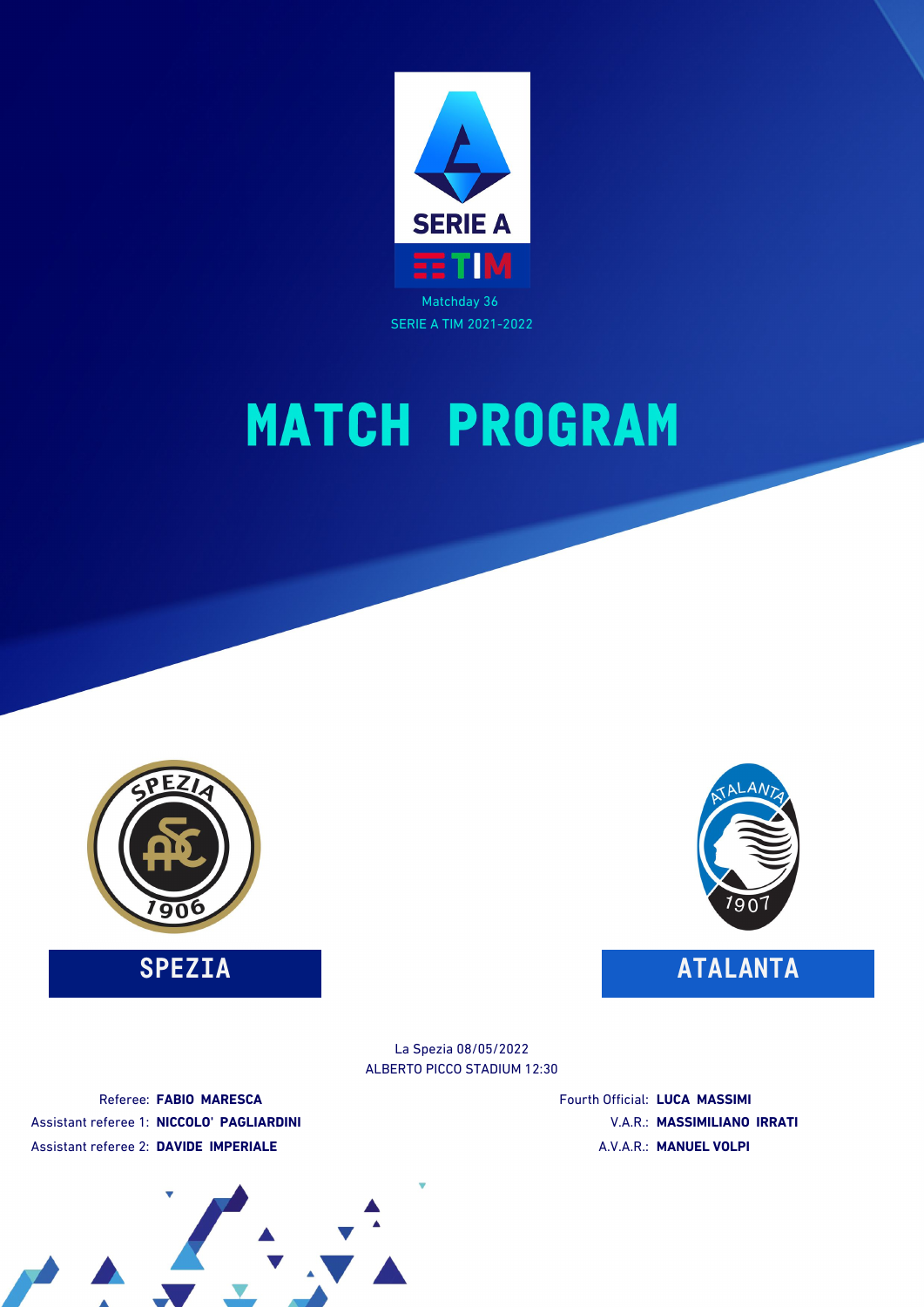Matchday 36
SERIE A TIM 2021-2022

# MATCH PROGRAM

**SPEZIA** — **ATALANTA**

La Spezia 08/05/2022
ALBERTO PICCO STADIUM 12:30

Referee: **FABIO MARESCA**
Assistant referee 1: **NICCOLO' PAGLIARDINI**
Assistant referee 2: **DAVIDE IMPERIALE**
Fourth Official: **LUCA MASSIMI**
V.A.R.: **MASSIMILIANO IRRATI**
A.V.A.R.: **MANUEL VOLPI**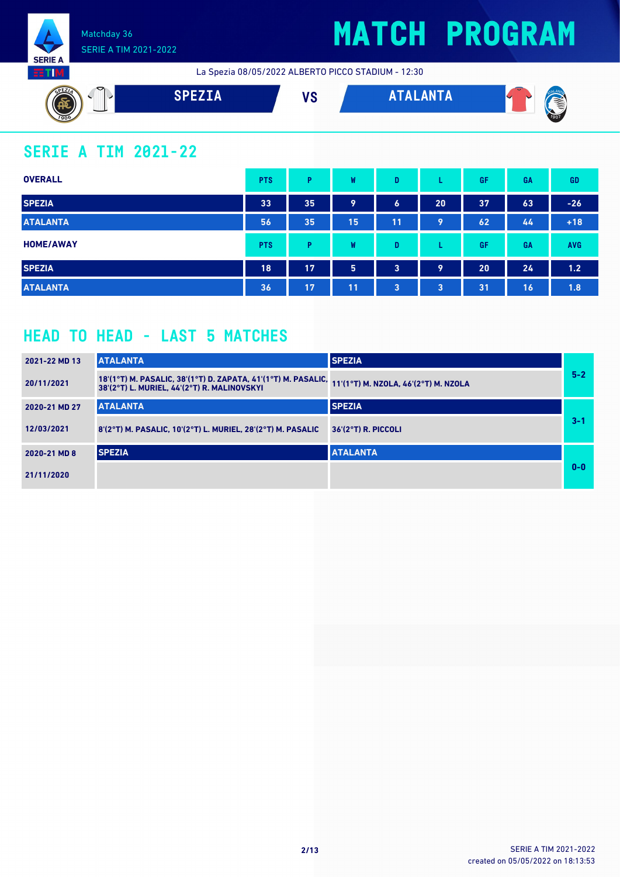Matchday 36
SERIE A TIM 2021-2022

# MATCH PROGRAM

La Spezia 08/05/2022 ALBERTO PICCO STADIUM - 12:30

**SPEZIA** VS **ATALANTA**

## SERIE A TIM 2021-22

| OVERALL | PTS | P | W | D | L | GF | GA | GD |
|---|---|---|---|---|---|---|---|---|
| SPEZIA | 33 | 35 | 9 | 6 | 20 | 37 | 63 | -26 |
| ATALANTA | 56 | 35 | 15 | 11 | 9 | 62 | 44 | +18 |

| HOME/AWAY | PTS | P | W | D | L | GF | GA | AVG |
|---|---|---|---|---|---|---|---|---|
| SPEZIA | 18 | 17 | 5 | 3 | 9 | 20 | 24 | 1.2 |
| ATALANTA | 36 | 17 | 11 | 3 | 3 | 31 | 16 | 1.8 |

## HEAD TO HEAD - LAST 5 MATCHES

| Matchday / Date | Home | Away | Result |
|---|---|---|---|
| 2021-22 MD 13 | ATALANTA | SPEZIA | 5-2 |
| 20/11/2021 | 18'(1°T) M. PASALIC, 38'(1°T) D. ZAPATA, 41'(1°T) M. PASALIC, 38'(2°T) L. MURIEL, 44'(2°T) R. MALINOVSKYI | 11'(1°T) M. NZOLA, 46'(2°T) M. NZOLA | |
| 2020-21 MD 27 | ATALANTA | SPEZIA | 3-1 |
| 12/03/2021 | 8'(2°T) M. PASALIC, 10'(2°T) L. MURIEL, 28'(2°T) M. PASALIC | 36'(2°T) R. PICCOLI | |
| 2020-21 MD 8 | SPEZIA | ATALANTA | 0-0 |
| 21/11/2020 | | | |

SERIE A TIM 2021-2022
created on 05/05/2022 on 18:13:53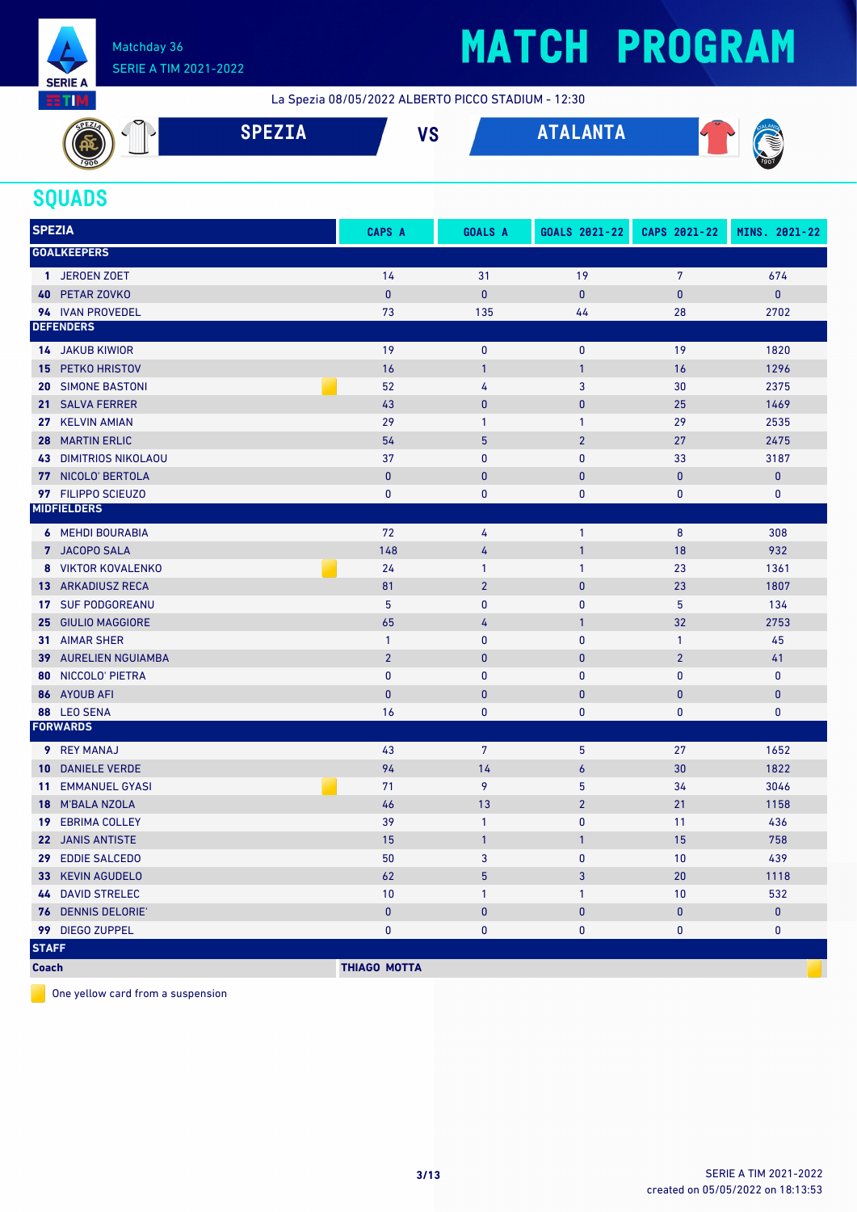Matchday 36
SERIE A TIM 2021-2022

# MATCH PROGRAM

La Spezia 08/05/2022 ALBERTO PICCO STADIUM - 12:30

**SPEZIA** VS **ATALANTA**

## SQUADS

| SPEZIA | CAPS A | GOALS A | GOALS 2021-22 | CAPS 2021-22 | MINS. 2021-22 |
|---|---|---|---|---|---|
| **GOALKEEPERS** | | | | | |
| 1 JEROEN ZOET | 14 | 31 | 19 | 7 | 674 |
| 40 PETAR ZOVKO | 0 | 0 | 0 | 0 | 0 |
| 94 IVAN PROVEDEL | 73 | 135 | 44 | 28 | 2702 |
| **DEFENDERS** | | | | | |
| 14 JAKUB KIWIOR | 19 | 0 | 0 | 19 | 1820 |
| 15 PETKO HRISTOV | 16 | 1 | 1 | 16 | 1296 |
| 20 SIMONE BASTONI 🟨 | 52 | 4 | 3 | 30 | 2375 |
| 21 SALVA FERRER | 43 | 0 | 0 | 25 | 1469 |
| 27 KELVIN AMIAN | 29 | 1 | 1 | 29 | 2535 |
| 28 MARTIN ERLIC | 54 | 5 | 2 | 27 | 2475 |
| 43 DIMITRIOS NIKOLAOU | 37 | 0 | 0 | 33 | 3187 |
| 77 NICOLO' BERTOLA | 0 | 0 | 0 | 0 | 0 |
| 97 FILIPPO SCIEUZO | 0 | 0 | 0 | 0 | 0 |
| **MIDFIELDERS** | | | | | |
| 6 MEHDI BOURABIA | 72 | 4 | 1 | 8 | 308 |
| 7 JACOPO SALA | 148 | 4 | 1 | 18 | 932 |
| 8 VIKTOR KOVALENKO 🟨 | 24 | 1 | 1 | 23 | 1361 |
| 13 ARKADIUSZ RECA | 81 | 2 | 0 | 23 | 1807 |
| 17 SUF PODGOREANU | 5 | 0 | 0 | 5 | 134 |
| 25 GIULIO MAGGIORE | 65 | 4 | 1 | 32 | 2753 |
| 31 AIMAR SHER | 1 | 0 | 0 | 1 | 45 |
| 39 AURELIEN NGUIAMBA | 2 | 0 | 0 | 2 | 41 |
| 80 NICCOLO' PIETRA | 0 | 0 | 0 | 0 | 0 |
| 86 AYOUB AFI | 0 | 0 | 0 | 0 | 0 |
| 88 LEO SENA | 16 | 0 | 0 | 0 | 0 |
| **FORWARDS** | | | | | |
| 9 REY MANAJ | 43 | 7 | 5 | 27 | 1652 |
| 10 DANIELE VERDE | 94 | 14 | 6 | 30 | 1822 |
| 11 EMMANUEL GYASI 🟨 | 71 | 9 | 5 | 34 | 3046 |
| 18 M'BALA NZOLA | 46 | 13 | 2 | 21 | 1158 |
| 19 EBRIMA COLLEY | 39 | 1 | 0 | 11 | 436 |
| 22 JANIS ANTISTE | 15 | 1 | 1 | 15 | 758 |
| 29 EDDIE SALCEDO | 50 | 3 | 0 | 10 | 439 |
| 33 KEVIN AGUDELO | 62 | 5 | 3 | 20 | 1118 |
| 44 DAVID STRELEC | 10 | 1 | 1 | 10 | 532 |
| 76 DENNIS DELORIE' | 0 | 0 | 0 | 0 | 0 |
| 99 DIEGO ZUPPEL | 0 | 0 | 0 | 0 | 0 |
| **STAFF** | | | | | |
| **Coach** | **THIAGO MOTTA** 🟨 | | | | |

🟨 One yellow card from a suspension

SERIE A TIM 2021-2022
created on 05/05/2022 on 18:13:53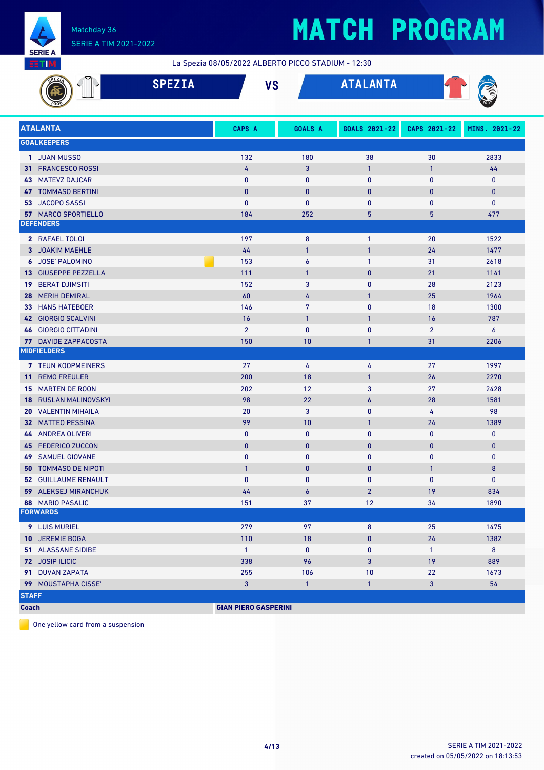# MATCH PROGRAM

Matchday 36
SERIE A TIM 2021-2022

La Spezia 08/05/2022 ALBERTO PICCO STADIUM - 12:30

**SPEZIA** VS **ATALANTA**

| ATALANTA | CAPS A | GOALS A | GOALS 2021-22 | CAPS 2021-22 | MINS. 2021-22 |
|---|---|---|---|---|---|
| **GOALKEEPERS** | | | | | |
| 1 JUAN MUSSO | 132 | 180 | 38 | 30 | 2833 |
| 31 FRANCESCO ROSSI | 4 | 3 | 1 | 1 | 44 |
| 43 MATEVZ DAJCAR | 0 | 0 | 0 | 0 | 0 |
| 47 TOMMASO BERTINI | 0 | 0 | 0 | 0 | 0 |
| 53 JACOPO SASSI | 0 | 0 | 0 | 0 | 0 |
| 57 MARCO SPORTIELLO | 184 | 252 | 5 | 5 | 477 |
| **DEFENDERS** | | | | | |
| 2 RAFAEL TOLOI | 197 | 8 | 1 | 20 | 1522 |
| 3 JOAKIM MAEHLE | 44 | 1 | 1 | 24 | 1477 |
| 6 JOSE' PALOMINO (One yellow card from a suspension) | 153 | 6 | 1 | 31 | 2618 |
| 13 GIUSEPPE PEZZELLA | 111 | 1 | 0 | 21 | 1141 |
| 19 BERAT DJIMSITI | 152 | 3 | 0 | 28 | 2123 |
| 28 MERIH DEMIRAL | 60 | 4 | 1 | 25 | 1964 |
| 33 HANS HATEBOER | 146 | 7 | 0 | 18 | 1300 |
| 42 GIORGIO SCALVINI | 16 | 1 | 1 | 16 | 787 |
| 46 GIORGIO CITTADINI | 2 | 0 | 0 | 2 | 6 |
| 77 DAVIDE ZAPPACOSTA | 150 | 10 | 1 | 31 | 2206 |
| **MIDFIELDERS** | | | | | |
| 7 TEUN KOOPMEINERS | 27 | 4 | 4 | 27 | 1997 |
| 11 REMO FREULER | 200 | 18 | 1 | 26 | 2270 |
| 15 MARTEN DE ROON | 202 | 12 | 3 | 27 | 2428 |
| 18 RUSLAN MALINOVSKYI | 98 | 22 | 6 | 28 | 1581 |
| 20 VALENTIN MIHAILA | 20 | 3 | 0 | 4 | 98 |
| 32 MATTEO PESSINA | 99 | 10 | 1 | 24 | 1389 |
| 44 ANDREA OLIVERI | 0 | 0 | 0 | 0 | 0 |
| 45 FEDERICO ZUCCON | 0 | 0 | 0 | 0 | 0 |
| 49 SAMUEL GIOVANE | 0 | 0 | 0 | 0 | 0 |
| 50 TOMMASO DE NIPOTI | 1 | 0 | 0 | 1 | 8 |
| 52 GUILLAUME RENAULT | 0 | 0 | 0 | 0 | 0 |
| 59 ALEKSEJ MIRANCHUK | 44 | 6 | 2 | 19 | 834 |
| 88 MARIO PASALIC | 151 | 37 | 12 | 34 | 1890 |
| **FORWARDS** | | | | | |
| 9 LUIS MURIEL | 279 | 97 | 8 | 25 | 1475 |
| 10 JEREMIE BOGA | 110 | 18 | 0 | 24 | 1382 |
| 51 ALASSANE SIDIBE | 1 | 0 | 0 | 1 | 8 |
| 72 JOSIP ILICIC | 338 | 96 | 3 | 19 | 889 |
| 91 DUVAN ZAPATA | 255 | 106 | 10 | 22 | 1673 |
| 99 MOUSTAPHA CISSE' | 3 | 1 | 1 | 3 | 54 |
| **STAFF** | | | | | |
| Coach | GIAN PIERO GASPERINI | | | | |

One yellow card from a suspension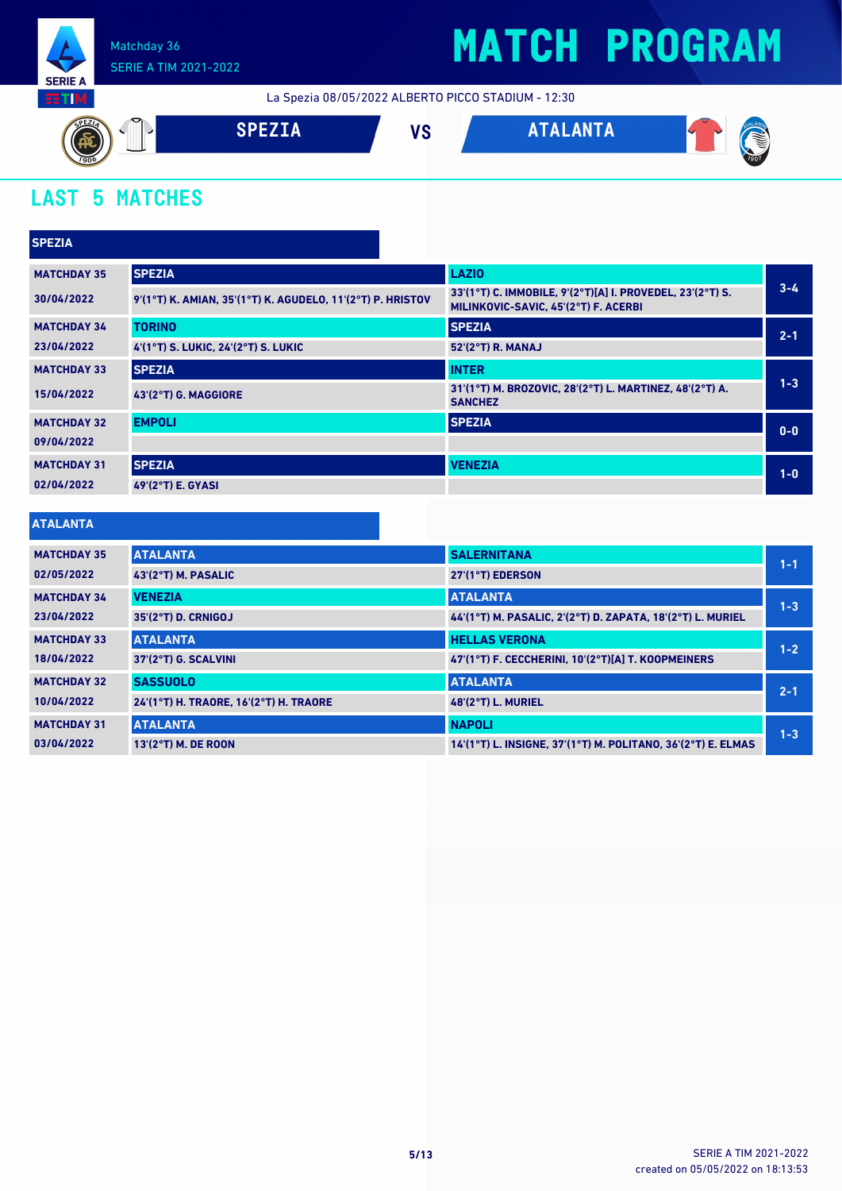Matchday 36
SERIE A TIM 2021-2022

# MATCH PROGRAM

La Spezia 08/05/2022 ALBERTO PICCO STADIUM - 12:30

**SPEZIA** VS **ATALANTA**

## LAST 5 MATCHES

### SPEZIA

| Matchday | Home | Away | Score |
|---|---|---|---|
| MATCHDAY 35<br>30/04/2022 | SPEZIA<br>9'(1°T) K. AMIAN, 35'(1°T) K. AGUDELO, 11'(2°T) P. HRISTOV | LAZIO<br>33'(1°T) C. IMMOBILE, 9'(2°T)[A] I. PROVEDEL, 23'(2°T) S. MILINKOVIC-SAVIC, 45'(2°T) F. ACERBI | 3-4 |
| MATCHDAY 34<br>23/04/2022 | TORINO<br>4'(1°T) S. LUKIC, 24'(2°T) S. LUKIC | SPEZIA<br>52'(2°T) R. MANAJ | 2-1 |
| MATCHDAY 33<br>15/04/2022 | SPEZIA<br>43'(2°T) G. MAGGIORE | INTER<br>31'(1°T) M. BROZOVIC, 28'(2°T) L. MARTINEZ, 48'(2°T) A. SANCHEZ | 1-3 |
| MATCHDAY 32<br>09/04/2022 | EMPOLI | SPEZIA | 0-0 |
| MATCHDAY 31<br>02/04/2022 | SPEZIA<br>49'(2°T) E. GYASI | VENEZIA | 1-0 |

### ATALANTA

| Matchday | Home | Away | Score |
|---|---|---|---|
| MATCHDAY 35<br>02/05/2022 | ATALANTA<br>43'(2°T) M. PASALIC | SALERNITANA<br>27'(1°T) EDERSON | 1-1 |
| MATCHDAY 34<br>23/04/2022 | VENEZIA<br>35'(2°T) D. CRNIGOJ | ATALANTA<br>44'(1°T) M. PASALIC, 2'(2°T) D. ZAPATA, 18'(2°T) L. MURIEL | 1-3 |
| MATCHDAY 33<br>18/04/2022 | ATALANTA<br>37'(2°T) G. SCALVINI | HELLAS VERONA<br>47'(1°T) F. CECCHERINI, 10'(2°T)[A] T. KOOPMEINERS | 1-2 |
| MATCHDAY 32<br>10/04/2022 | SASSUOLO<br>24'(1°T) H. TRAORE, 16'(2°T) H. TRAORE | ATALANTA<br>48'(2°T) L. MURIEL | 2-1 |
| MATCHDAY 31<br>03/04/2022 | ATALANTA<br>13'(2°T) M. DE ROON | NAPOLI<br>14'(1°T) L. INSIGNE, 37'(1°T) M. POLITANO, 36'(2°T) E. ELMAS | 1-3 |

SERIE A TIM 2021-2022
created on 05/05/2022 on 18:13:53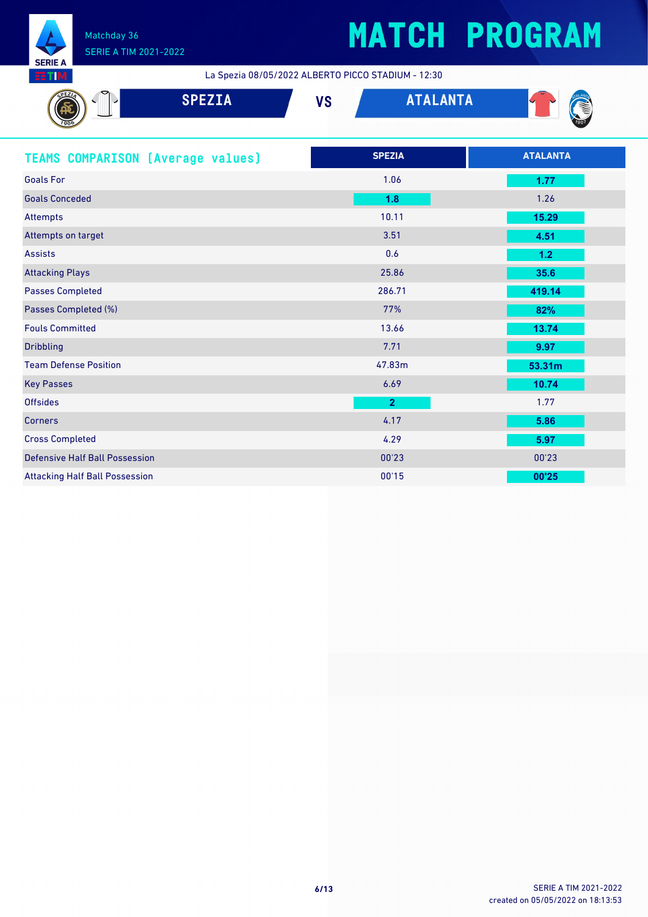# MATCH PROGRAM

Matchday 36
SERIE A TIM 2021-2022

La Spezia 08/05/2022 ALBERTO PICCO STADIUM - 12:30

**SPEZIA** VS **ATALANTA**

## TEAMS COMPARISON (Average values)

| | SPEZIA | ATALANTA |
|---|---|---|
| Goals For | 1.06 | **1.77** |
| Goals Conceded | **1.8** | 1.26 |
| Attempts | 10.11 | **15.29** |
| Attempts on target | 3.51 | **4.51** |
| Assists | 0.6 | **1.2** |
| Attacking Plays | 25.86 | **35.6** |
| Passes Completed | 286.71 | **419.14** |
| Passes Completed (%) | 77% | **82%** |
| Fouls Committed | 13.66 | **13.74** |
| Dribbling | 7.71 | **9.97** |
| Team Defense Position | 47.83m | **53.31m** |
| Key Passes | 6.69 | **10.74** |
| Offsides | **2** | 1.77 |
| Corners | 4.17 | **5.86** |
| Cross Completed | 4.29 | **5.97** |
| Defensive Half Ball Possession | 00'23 | 00'23 |
| Attacking Half Ball Possession | 00'15 | **00'25** |

SERIE A TIM 2021-2022
created on 05/05/2022 on 18:13:53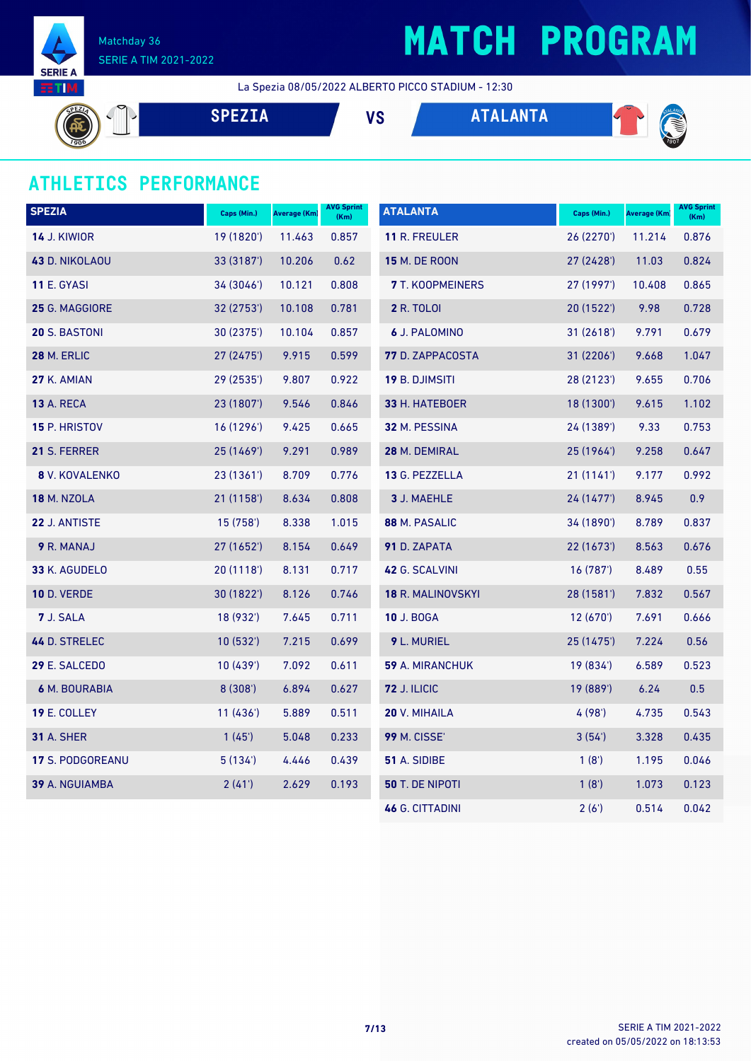Matchday 36
SERIE A TIM 2021-2022

# MATCH PROGRAM

La Spezia 08/05/2022 ALBERTO PICCO STADIUM - 12:30

**SPEZIA** VS **ATALANTA**

## ATHLETICS PERFORMANCE

| SPEZIA | Caps (Min.) | Average (Km) | AVG Sprint (Km) |
|---|---|---|---|
| **14** J. KIWIOR | 19 (1820') | 11.463 | 0.857 |
| **43** D. NIKOLAOU | 33 (3187') | 10.206 | 0.62 |
| **11** E. GYASI | 34 (3046') | 10.121 | 0.808 |
| **25** G. MAGGIORE | 32 (2753') | 10.108 | 0.781 |
| **20** S. BASTONI | 30 (2375') | 10.104 | 0.857 |
| **28** M. ERLIC | 27 (2475') | 9.915 | 0.599 |
| **27** K. AMIAN | 29 (2535') | 9.807 | 0.922 |
| **13** A. RECA | 23 (1807') | 9.546 | 0.846 |
| **15** P. HRISTOV | 16 (1296') | 9.425 | 0.665 |
| **21** S. FERRER | 25 (1469') | 9.291 | 0.989 |
| **8** V. KOVALENKO | 23 (1361') | 8.709 | 0.776 |
| **18** M. NZOLA | 21 (1158') | 8.634 | 0.808 |
| **22** J. ANTISTE | 15 (758') | 8.338 | 1.015 |
| **9** R. MANAJ | 27 (1652') | 8.154 | 0.649 |
| **33** K. AGUDELO | 20 (1118') | 8.131 | 0.717 |
| **10** D. VERDE | 30 (1822') | 8.126 | 0.746 |
| **7** J. SALA | 18 (932') | 7.645 | 0.711 |
| **44** D. STRELEC | 10 (532') | 7.215 | 0.699 |
| **29** E. SALCEDO | 10 (439') | 7.092 | 0.611 |
| **6** M. BOURABIA | 8 (308') | 6.894 | 0.627 |
| **19** E. COLLEY | 11 (436') | 5.889 | 0.511 |
| **31** A. SHER | 1 (45') | 5.048 | 0.233 |
| **17** S. PODGOREANU | 5 (134') | 4.446 | 0.439 |
| **39** A. NGUIAMBA | 2 (41') | 2.629 | 0.193 |

| ATALANTA | Caps (Min.) | Average (Km) | AVG Sprint (Km) |
|---|---|---|---|
| **11** R. FREULER | 26 (2270') | 11.214 | 0.876 |
| **15** M. DE ROON | 27 (2428') | 11.03 | 0.824 |
| **7** T. KOOPMEINERS | 27 (1997') | 10.408 | 0.865 |
| **2** R. TOLOI | 20 (1522') | 9.98 | 0.728 |
| **6** J. PALOMINO | 31 (2618') | 9.791 | 0.679 |
| **77** D. ZAPPACOSTA | 31 (2206') | 9.668 | 1.047 |
| **19** B. DJIMSITI | 28 (2123') | 9.655 | 0.706 |
| **33** H. HATEBOER | 18 (1300') | 9.615 | 1.102 |
| **32** M. PESSINA | 24 (1389') | 9.33 | 0.753 |
| **28** M. DEMIRAL | 25 (1964') | 9.258 | 0.647 |
| **13** G. PEZZELLA | 21 (1141') | 9.177 | 0.992 |
| **3** J. MAEHLE | 24 (1477') | 8.945 | 0.9 |
| **88** M. PASALIC | 34 (1890') | 8.789 | 0.837 |
| **91** D. ZAPATA | 22 (1673') | 8.563 | 0.676 |
| **42** G. SCALVINI | 16 (787') | 8.489 | 0.55 |
| **18** R. MALINOVSKYI | 28 (1581') | 7.832 | 0.567 |
| **10** J. BOGA | 12 (670') | 7.691 | 0.666 |
| **9** L. MURIEL | 25 (1475') | 7.224 | 0.56 |
| **59** A. MIRANCHUK | 19 (834') | 6.589 | 0.523 |
| **72** J. ILICIC | 19 (889') | 6.24 | 0.5 |
| **20** V. MIHAILA | 4 (98') | 4.735 | 0.543 |
| **99** M. CISSE' | 3 (54') | 3.328 | 0.435 |
| **51** A. SIDIBE | 1 (8') | 1.195 | 0.046 |
| **50** T. DE NIPOTI | 1 (8') | 1.073 | 0.123 |
| **46** G. CITTADINI | 2 (6') | 0.514 | 0.042 |

created on 05/05/2022 on 18:13:53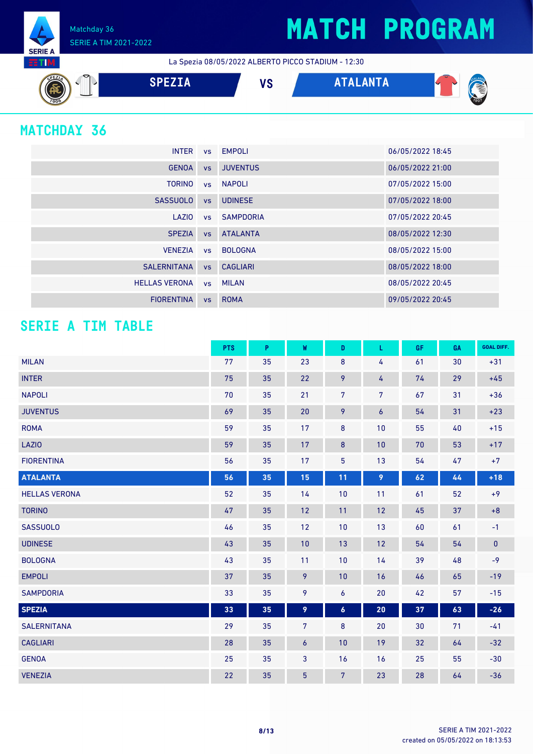# MATCH PROGRAM

Matchday 36
SERIE A TIM 2021-2022

La Spezia 08/05/2022 ALBERTO PICCO STADIUM - 12:30

**SPEZIA** VS **ATALANTA**

## MATCHDAY 36

| | | | |
|---|---|---|---|
| INTER | vs | EMPOLI | 06/05/2022 18:45 |
| GENOA | vs | JUVENTUS | 06/05/2022 21:00 |
| TORINO | vs | NAPOLI | 07/05/2022 15:00 |
| SASSUOLO | vs | UDINESE | 07/05/2022 18:00 |
| LAZIO | vs | SAMPDORIA | 07/05/2022 20:45 |
| SPEZIA | vs | ATALANTA | 08/05/2022 12:30 |
| VENEZIA | vs | BOLOGNA | 08/05/2022 15:00 |
| SALERNITANA | vs | CAGLIARI | 08/05/2022 18:00 |
| HELLAS VERONA | vs | MILAN | 08/05/2022 20:45 |
| FIORENTINA | vs | ROMA | 09/05/2022 20:45 |

## SERIE A TIM TABLE

| | PTS | P | W | D | L | GF | GA | GOAL DIFF. |
|---|---|---|---|---|---|---|---|---|
| MILAN | 77 | 35 | 23 | 8 | 4 | 61 | 30 | +31 |
| INTER | 75 | 35 | 22 | 9 | 4 | 74 | 29 | +45 |
| NAPOLI | 70 | 35 | 21 | 7 | 7 | 67 | 31 | +36 |
| JUVENTUS | 69 | 35 | 20 | 9 | 6 | 54 | 31 | +23 |
| ROMA | 59 | 35 | 17 | 8 | 10 | 55 | 40 | +15 |
| LAZIO | 59 | 35 | 17 | 8 | 10 | 70 | 53 | +17 |
| FIORENTINA | 56 | 35 | 17 | 5 | 13 | 54 | 47 | +7 |
| **ATALANTA** | **56** | **35** | **15** | **11** | **9** | **62** | **44** | **+18** |
| HELLAS VERONA | 52 | 35 | 14 | 10 | 11 | 61 | 52 | +9 |
| TORINO | 47 | 35 | 12 | 11 | 12 | 45 | 37 | +8 |
| SASSUOLO | 46 | 35 | 12 | 10 | 13 | 60 | 61 | -1 |
| UDINESE | 43 | 35 | 10 | 13 | 12 | 54 | 54 | 0 |
| BOLOGNA | 43 | 35 | 11 | 10 | 14 | 39 | 48 | -9 |
| EMPOLI | 37 | 35 | 9 | 10 | 16 | 46 | 65 | -19 |
| SAMPDORIA | 33 | 35 | 9 | 6 | 20 | 42 | 57 | -15 |
| **SPEZIA** | **33** | **35** | **9** | **6** | **20** | **37** | **63** | **-26** |
| SALERNITANA | 29 | 35 | 7 | 8 | 20 | 30 | 71 | -41 |
| CAGLIARI | 28 | 35 | 6 | 10 | 19 | 32 | 64 | -32 |
| GENOA | 25 | 35 | 3 | 16 | 16 | 25 | 55 | -30 |
| VENEZIA | 22 | 35 | 5 | 7 | 23 | 28 | 64 | -36 |

SERIE A TIM 2021-2022
created on 05/05/2022 on 18:13:53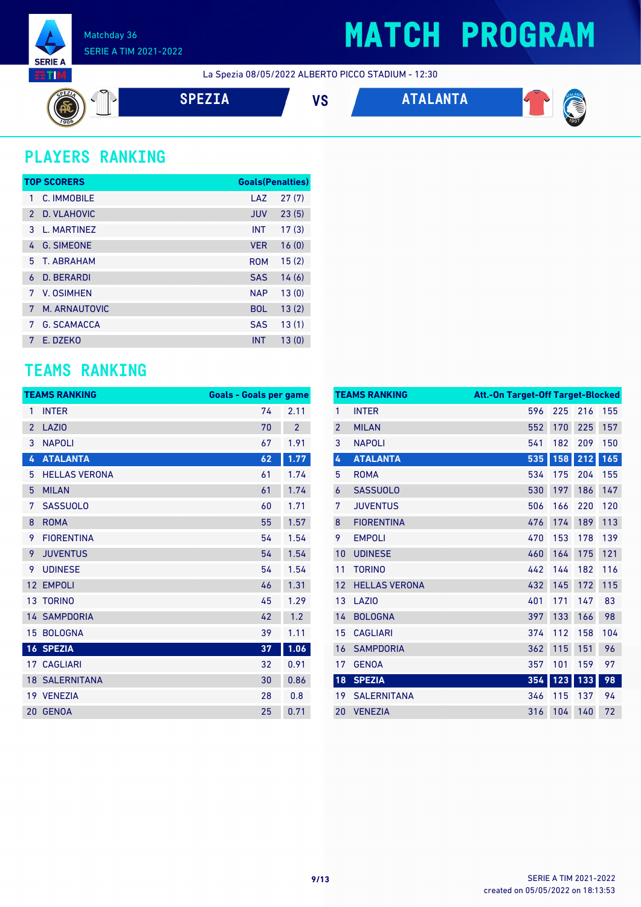# MATCH PROGRAM

Matchday 36
SERIE A TIM 2021-2022

La Spezia 08/05/2022 ALBERTO PICCO STADIUM - 12:30

**SPEZIA** VS **ATALANTA**

## PLAYERS RANKING

| TOP SCORERS | | | Goals(Penalties) |
|---|---|---|---|
| 1 | C. IMMOBILE | LAZ | 27 (7) |
| 2 | D. VLAHOVIC | JUV | 23 (5) |
| 3 | L. MARTINEZ | INT | 17 (3) |
| 4 | G. SIMEONE | VER | 16 (0) |
| 5 | T. ABRAHAM | ROM | 15 (2) |
| 6 | D. BERARDI | SAS | 14 (6) |
| 7 | V. OSIMHEN | NAP | 13 (0) |
| 7 | M. ARNAUTOVIC | BOL | 13 (2) |
| 7 | G. SCAMACCA | SAS | 13 (1) |
| 7 | E. DZEKO | INT | 13 (0) |

## TEAMS RANKING

| TEAMS RANKING | | Goals | Goals per game |
|---|---|---|---|
| 1 | INTER | 74 | 2.11 |
| 2 | LAZIO | 70 | 2 |
| 3 | NAPOLI | 67 | 1.91 |
| 4 | ATALANTA | 62 | 1.77 |
| 5 | HELLAS VERONA | 61 | 1.74 |
| 5 | MILAN | 61 | 1.74 |
| 7 | SASSUOLO | 60 | 1.71 |
| 8 | ROMA | 55 | 1.57 |
| 9 | FIORENTINA | 54 | 1.54 |
| 9 | JUVENTUS | 54 | 1.54 |
| 9 | UDINESE | 54 | 1.54 |
| 12 | EMPOLI | 46 | 1.31 |
| 13 | TORINO | 45 | 1.29 |
| 14 | SAMPDORIA | 42 | 1.2 |
| 15 | BOLOGNA | 39 | 1.11 |
| 16 | SPEZIA | 37 | 1.06 |
| 17 | CAGLIARI | 32 | 0.91 |
| 18 | SALERNITANA | 30 | 0.86 |
| 19 | VENEZIA | 28 | 0.8 |
| 20 | GENOA | 25 | 0.71 |

| TEAMS RANKING | | Att. | On Target | Off Target | Blocked |
|---|---|---|---|---|---|
| 1 | INTER | 596 | 225 | 216 | 155 |
| 2 | MILAN | 552 | 170 | 225 | 157 |
| 3 | NAPOLI | 541 | 182 | 209 | 150 |
| 4 | ATALANTA | 535 | 158 | 212 | 165 |
| 5 | ROMA | 534 | 175 | 204 | 155 |
| 6 | SASSUOLO | 530 | 197 | 186 | 147 |
| 7 | JUVENTUS | 506 | 166 | 220 | 120 |
| 8 | FIORENTINA | 476 | 174 | 189 | 113 |
| 9 | EMPOLI | 470 | 153 | 178 | 139 |
| 10 | UDINESE | 460 | 164 | 175 | 121 |
| 11 | TORINO | 442 | 144 | 182 | 116 |
| 12 | HELLAS VERONA | 432 | 145 | 172 | 115 |
| 13 | LAZIO | 401 | 171 | 147 | 83 |
| 14 | BOLOGNA | 397 | 133 | 166 | 98 |
| 15 | CAGLIARI | 374 | 112 | 158 | 104 |
| 16 | SAMPDORIA | 362 | 115 | 151 | 96 |
| 17 | GENOA | 357 | 101 | 159 | 97 |
| 18 | SPEZIA | 354 | 123 | 133 | 98 |
| 19 | SALERNITANA | 346 | 115 | 137 | 94 |
| 20 | VENEZIA | 316 | 104 | 140 | 72 |

SERIE A TIM 2021-2022
created on 05/05/2022 on 18:13:53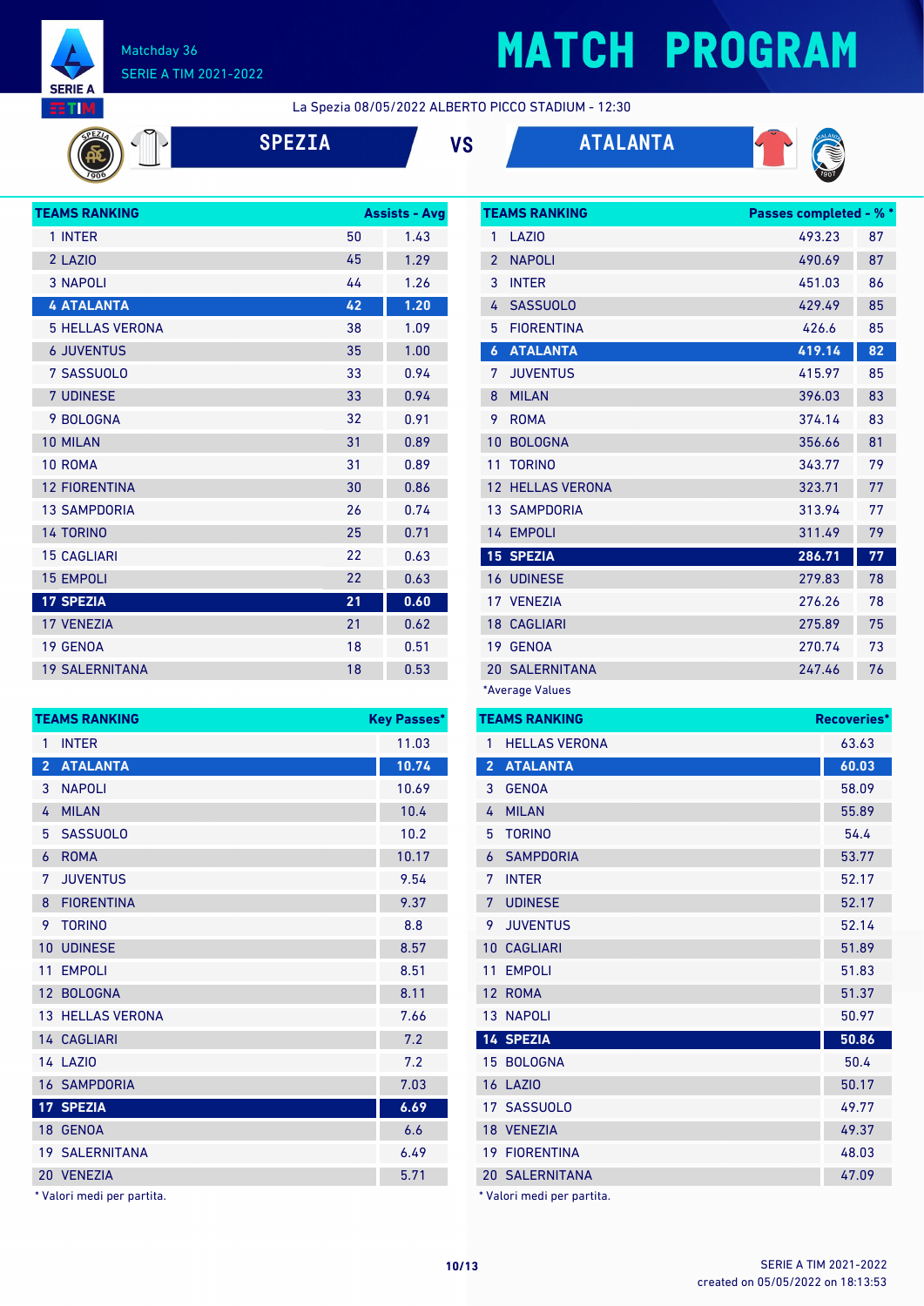# MATCH PROGRAM

Matchday 36
SERIE A TIM 2021-2022

La Spezia 08/05/2022 ALBERTO PICCO STADIUM - 12:30

**SPEZIA** VS **ATALANTA**

| TEAMS RANKING | Assists | Avg |
|---|---|---|
| 1 INTER | 50 | 1.43 |
| 2 LAZIO | 45 | 1.29 |
| 3 NAPOLI | 44 | 1.26 |
| 4 ATALANTA | 42 | 1.20 |
| 5 HELLAS VERONA | 38 | 1.09 |
| 6 JUVENTUS | 35 | 1.00 |
| 7 SASSUOLO | 33 | 0.94 |
| 7 UDINESE | 33 | 0.94 |
| 9 BOLOGNA | 32 | 0.91 |
| 10 MILAN | 31 | 0.89 |
| 10 ROMA | 31 | 0.89 |
| 12 FIORENTINA | 30 | 0.86 |
| 13 SAMPDORIA | 26 | 0.74 |
| 14 TORINO | 25 | 0.71 |
| 15 CAGLIARI | 22 | 0.63 |
| 15 EMPOLI | 22 | 0.63 |
| 17 SPEZIA | 21 | 0.60 |
| 17 VENEZIA | 21 | 0.62 |
| 19 GENOA | 18 | 0.51 |
| 19 SALERNITANA | 18 | 0.53 |

| TEAMS RANKING | Passes completed | % * |
|---|---|---|
| 1 LAZIO | 493.23 | 87 |
| 2 NAPOLI | 490.69 | 87 |
| 3 INTER | 451.03 | 86 |
| 4 SASSUOLO | 429.49 | 85 |
| 5 FIORENTINA | 426.6 | 85 |
| 6 ATALANTA | 419.14 | 82 |
| 7 JUVENTUS | 415.97 | 85 |
| 8 MILAN | 396.03 | 83 |
| 9 ROMA | 374.14 | 83 |
| 10 BOLOGNA | 356.66 | 81 |
| 11 TORINO | 343.77 | 79 |
| 12 HELLAS VERONA | 323.71 | 77 |
| 13 SAMPDORIA | 313.94 | 77 |
| 14 EMPOLI | 311.49 | 79 |
| 15 SPEZIA | 286.71 | 77 |
| 16 UDINESE | 279.83 | 78 |
| 17 VENEZIA | 276.26 | 78 |
| 18 CAGLIARI | 275.89 | 75 |
| 19 GENOA | 270.74 | 73 |
| 20 SALERNITANA | 247.46 | 76 |

*Average Values

| TEAMS RANKING | Key Passes* |
|---|---|
| 1 INTER | 11.03 |
| 2 ATALANTA | 10.74 |
| 3 NAPOLI | 10.69 |
| 4 MILAN | 10.4 |
| 5 SASSUOLO | 10.2 |
| 6 ROMA | 10.17 |
| 7 JUVENTUS | 9.54 |
| 8 FIORENTINA | 9.37 |
| 9 TORINO | 8.8 |
| 10 UDINESE | 8.57 |
| 11 EMPOLI | 8.51 |
| 12 BOLOGNA | 8.11 |
| 13 HELLAS VERONA | 7.66 |
| 14 CAGLIARI | 7.2 |
| 14 LAZIO | 7.2 |
| 16 SAMPDORIA | 7.03 |
| 17 SPEZIA | 6.69 |
| 18 GENOA | 6.6 |
| 19 SALERNITANA | 6.49 |
| 20 VENEZIA | 5.71 |

\* Valori medi per partita.

| TEAMS RANKING | Recoveries* |
|---|---|
| 1 HELLAS VERONA | 63.63 |
| 2 ATALANTA | 60.03 |
| 3 GENOA | 58.09 |
| 4 MILAN | 55.89 |
| 5 TORINO | 54.4 |
| 6 SAMPDORIA | 53.77 |
| 7 INTER | 52.17 |
| 7 UDINESE | 52.17 |
| 9 JUVENTUS | 52.14 |
| 10 CAGLIARI | 51.89 |
| 11 EMPOLI | 51.83 |
| 12 ROMA | 51.37 |
| 13 NAPOLI | 50.97 |
| 14 SPEZIA | 50.86 |
| 15 BOLOGNA | 50.4 |
| 16 LAZIO | 50.17 |
| 17 SASSUOLO | 49.77 |
| 18 VENEZIA | 49.37 |
| 19 FIORENTINA | 48.03 |
| 20 SALERNITANA | 47.09 |

\* Valori medi per partita.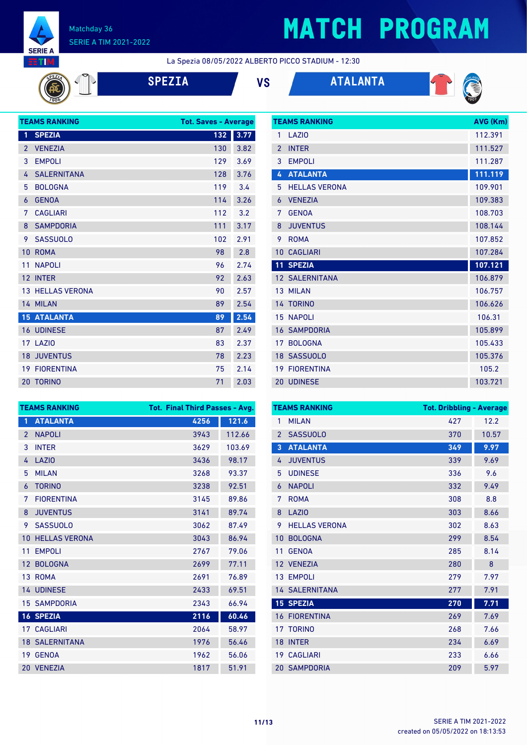# MATCH PROGRAM

Matchday 36
SERIE A TIM 2021-2022

La Spezia 08/05/2022 ALBERTO PICCO STADIUM - 12:30

**SPEZIA** VS **ATALANTA**

| TEAMS RANKING | Tot. Saves | Average |
|---|---|---|
| 1 SPEZIA | 132 | 3.77 |
| 2 VENEZIA | 130 | 3.82 |
| 3 EMPOLI | 129 | 3.69 |
| 4 SALERNITANA | 128 | 3.76 |
| 5 BOLOGNA | 119 | 3.4 |
| 6 GENOA | 114 | 3.26 |
| 7 CAGLIARI | 112 | 3.2 |
| 8 SAMPDORIA | 111 | 3.17 |
| 9 SASSUOLO | 102 | 2.91 |
| 10 ROMA | 98 | 2.8 |
| 11 NAPOLI | 96 | 2.74 |
| 12 INTER | 92 | 2.63 |
| 13 HELLAS VERONA | 90 | 2.57 |
| 14 MILAN | 89 | 2.54 |
| 15 ATALANTA | 89 | 2.54 |
| 16 UDINESE | 87 | 2.49 |
| 17 LAZIO | 83 | 2.37 |
| 18 JUVENTUS | 78 | 2.23 |
| 19 FIORENTINA | 75 | 2.14 |
| 20 TORINO | 71 | 2.03 |

| TEAMS RANKING | AVG (Km) |
|---|---|
| 1 LAZIO | 112.391 |
| 2 INTER | 111.527 |
| 3 EMPOLI | 111.287 |
| 4 ATALANTA | 111.119 |
| 5 HELLAS VERONA | 109.901 |
| 6 VENEZIA | 109.383 |
| 7 GENOA | 108.703 |
| 8 JUVENTUS | 108.144 |
| 9 ROMA | 107.852 |
| 10 CAGLIARI | 107.284 |
| 11 SPEZIA | 107.121 |
| 12 SALERNITANA | 106.879 |
| 13 MILAN | 106.757 |
| 14 TORINO | 106.626 |
| 15 NAPOLI | 106.31 |
| 16 SAMPDORIA | 105.899 |
| 17 BOLOGNA | 105.433 |
| 18 SASSUOLO | 105.376 |
| 19 FIORENTINA | 105.2 |
| 20 UDINESE | 103.721 |

| TEAMS RANKING | Tot. Final Third Passes | Avg. |
|---|---|---|
| 1 ATALANTA | 4256 | 121.6 |
| 2 NAPOLI | 3943 | 112.66 |
| 3 INTER | 3629 | 103.69 |
| 4 LAZIO | 3436 | 98.17 |
| 5 MILAN | 3268 | 93.37 |
| 6 TORINO | 3238 | 92.51 |
| 7 FIORENTINA | 3145 | 89.86 |
| 8 JUVENTUS | 3141 | 89.74 |
| 9 SASSUOLO | 3062 | 87.49 |
| 10 HELLAS VERONA | 3043 | 86.94 |
| 11 EMPOLI | 2767 | 79.06 |
| 12 BOLOGNA | 2699 | 77.11 |
| 13 ROMA | 2691 | 76.89 |
| 14 UDINESE | 2433 | 69.51 |
| 15 SAMPDORIA | 2343 | 66.94 |
| 16 SPEZIA | 2116 | 60.46 |
| 17 CAGLIARI | 2064 | 58.97 |
| 18 SALERNITANA | 1976 | 56.46 |
| 19 GENOA | 1962 | 56.06 |
| 20 VENEZIA | 1817 | 51.91 |

| TEAMS RANKING | Tot. Dribbling | Average |
|---|---|---|
| 1 MILAN | 427 | 12.2 |
| 2 SASSUOLO | 370 | 10.57 |
| 3 ATALANTA | 349 | 9.97 |
| 4 JUVENTUS | 339 | 9.69 |
| 5 UDINESE | 336 | 9.6 |
| 6 NAPOLI | 332 | 9.49 |
| 7 ROMA | 308 | 8.8 |
| 8 LAZIO | 303 | 8.66 |
| 9 HELLAS VERONA | 302 | 8.63 |
| 10 BOLOGNA | 299 | 8.54 |
| 11 GENOA | 285 | 8.14 |
| 12 VENEZIA | 280 | 8 |
| 13 EMPOLI | 279 | 7.97 |
| 14 SALERNITANA | 277 | 7.91 |
| 15 SPEZIA | 270 | 7.71 |
| 16 FIORENTINA | 269 | 7.69 |
| 17 TORINO | 268 | 7.66 |
| 18 INTER | 234 | 6.69 |
| 19 CAGLIARI | 233 | 6.66 |
| 20 SAMPDORIA | 209 | 5.97 |

SERIE A TIM 2021-2022
created on 05/05/2022 on 18:13:53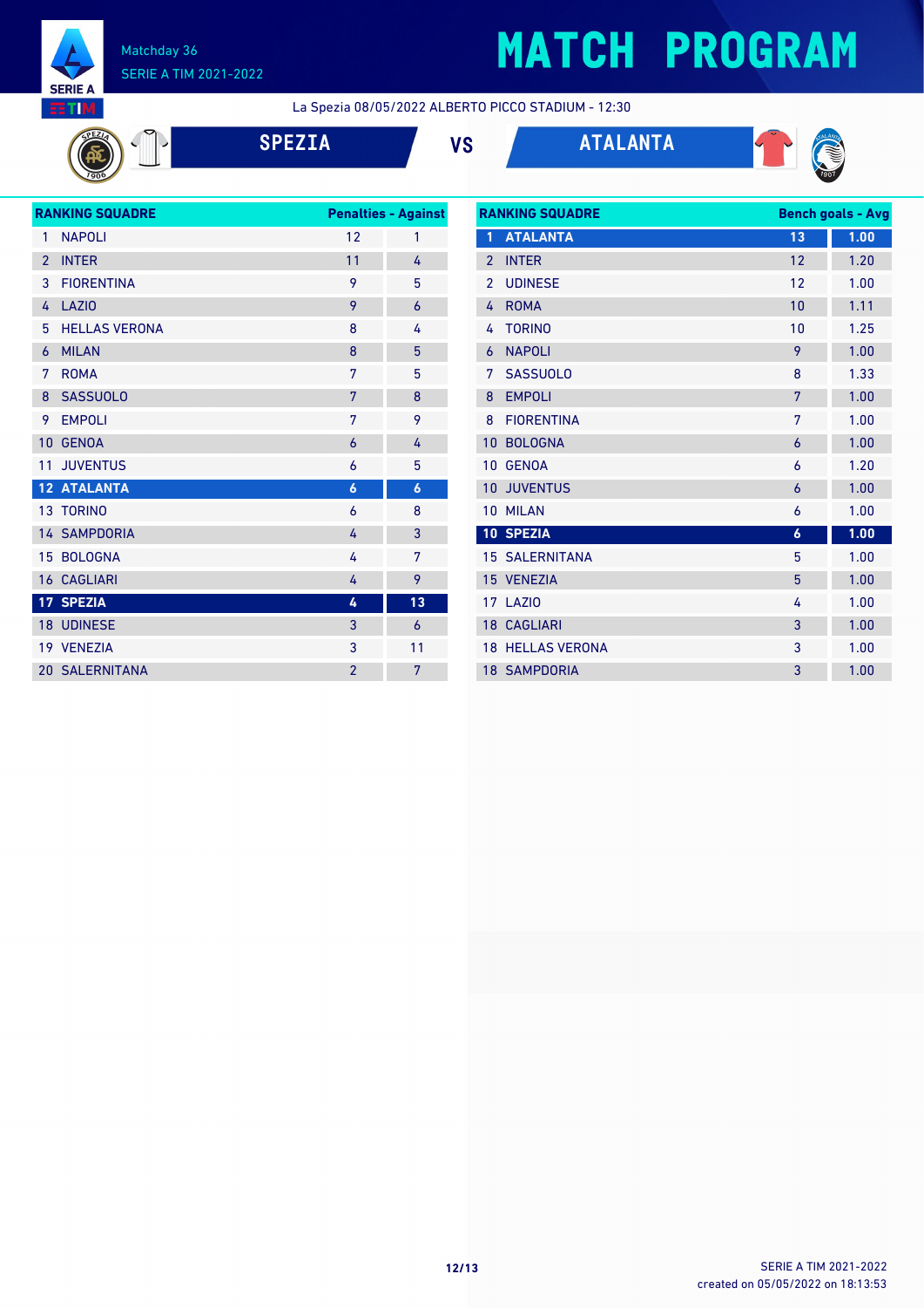Matchday 36
SERIE A TIM 2021-2022

# MATCH PROGRAM

La Spezia 08/05/2022 ALBERTO PICCO STADIUM - 12:30

## SPEZIA VS ATALANTA

| RANKING SQUADRE | Penalties | Against |
|---|---|---|
| 1 NAPOLI | 12 | 1 |
| 2 INTER | 11 | 4 |
| 3 FIORENTINA | 9 | 5 |
| 4 LAZIO | 9 | 6 |
| 5 HELLAS VERONA | 8 | 4 |
| 6 MILAN | 8 | 5 |
| 7 ROMA | 7 | 5 |
| 8 SASSUOLO | 7 | 8 |
| 9 EMPOLI | 7 | 9 |
| 10 GENOA | 6 | 4 |
| 11 JUVENTUS | 6 | 5 |
| **12 ATALANTA** | **6** | **6** |
| 13 TORINO | 6 | 8 |
| 14 SAMPDORIA | 4 | 3 |
| 15 BOLOGNA | 4 | 7 |
| 16 CAGLIARI | 4 | 9 |
| **17 SPEZIA** | **4** | **13** |
| 18 UDINESE | 3 | 6 |
| 19 VENEZIA | 3 | 11 |
| 20 SALERNITANA | 2 | 7 |

| RANKING SQUADRE | Bench goals | Avg |
|---|---|---|
| **1 ATALANTA** | **13** | **1.00** |
| 2 INTER | 12 | 1.20 |
| 2 UDINESE | 12 | 1.00 |
| 4 ROMA | 10 | 1.11 |
| 4 TORINO | 10 | 1.25 |
| 6 NAPOLI | 9 | 1.00 |
| 7 SASSUOLO | 8 | 1.33 |
| 8 EMPOLI | 7 | 1.00 |
| 8 FIORENTINA | 7 | 1.00 |
| 10 BOLOGNA | 6 | 1.00 |
| 10 GENOA | 6 | 1.20 |
| 10 JUVENTUS | 6 | 1.00 |
| 10 MILAN | 6 | 1.00 |
| **10 SPEZIA** | **6** | **1.00** |
| 15 SALERNITANA | 5 | 1.00 |
| 15 VENEZIA | 5 | 1.00 |
| 17 LAZIO | 4 | 1.00 |
| 18 CAGLIARI | 3 | 1.00 |
| 18 HELLAS VERONA | 3 | 1.00 |
| 18 SAMPDORIA | 3 | 1.00 |

SERIE A TIM 2021-2022
created on 05/05/2022 on 18:13:53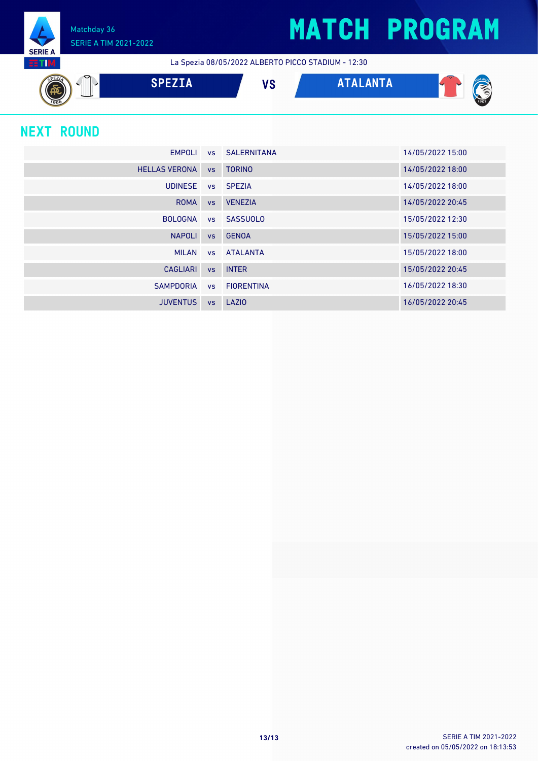Matchday 36
SERIE A TIM 2021-2022

# MATCH PROGRAM

La Spezia 08/05/2022 ALBERTO PICCO STADIUM - 12:30

SPEZIA VS ATALANTA

## NEXT ROUND

| | | | |
|---|---|---|---|
| EMPOLI | vs | SALERNITANA | 14/05/2022 15:00 |
| HELLAS VERONA | vs | TORINO | 14/05/2022 18:00 |
| UDINESE | vs | SPEZIA | 14/05/2022 18:00 |
| ROMA | vs | VENEZIA | 14/05/2022 20:45 |
| BOLOGNA | vs | SASSUOLO | 15/05/2022 12:30 |
| NAPOLI | vs | GENOA | 15/05/2022 15:00 |
| MILAN | vs | ATALANTA | 15/05/2022 18:00 |
| CAGLIARI | vs | INTER | 15/05/2022 20:45 |
| SAMPDORIA | vs | FIORENTINA | 16/05/2022 18:30 |
| JUVENTUS | vs | LAZIO | 16/05/2022 20:45 |

SERIE A TIM 2021-2022
created on 05/05/2022 on 18:13:53